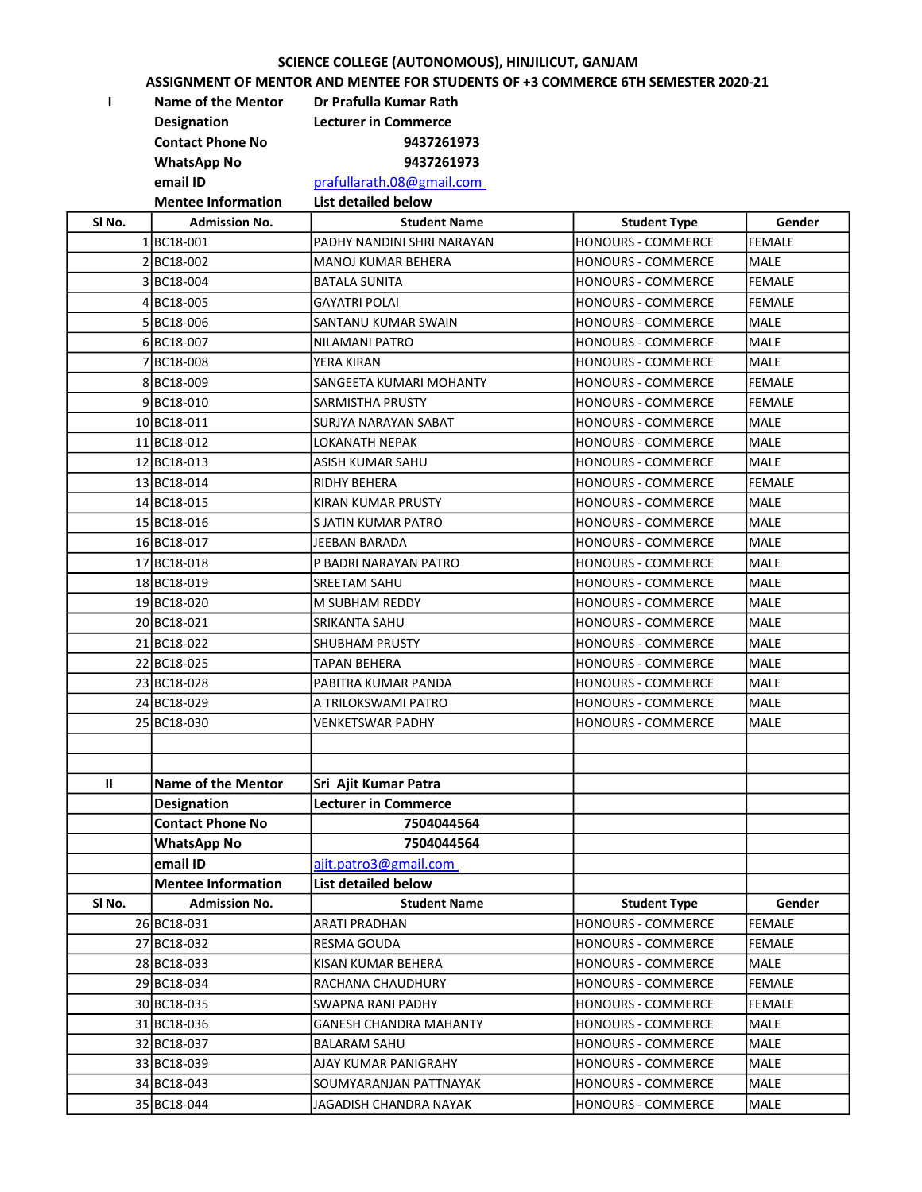**SCIENCE COLLEGE (AUTONOMOUS), HINJILICUT, GANJAM**

**ASSIGNMENT OF MENTOR AND MENTEE FOR STUDENTS OF +3 COMMERCE 6TH SEMESTER 2020-21**

| I | **Name of the Mentor** | **Dr Prafulla Kumar Rath** |
|---|---|---|
| | **Designation** | **Lecturer in Commerce** |
| | **Contact Phone No** | **9437261973** |
| | **WhatsApp No** | **9437261973** |
| | **email ID** | prafullarath.08@gmail.com |
| | **Mentee Information** | **List detailed below** |

| Sl No. | Admission No. | Student Name | Student Type | Gender |
|---|---|---|---|---|
| 1 | BC18-001 | PADHY NANDINI SHRI NARAYAN | HONOURS - COMMERCE | FEMALE |
| 2 | BC18-002 | MANOJ KUMAR BEHERA | HONOURS - COMMERCE | MALE |
| 3 | BC18-004 | BATALA SUNITA | HONOURS - COMMERCE | FEMALE |
| 4 | BC18-005 | GAYATRI POLAI | HONOURS - COMMERCE | FEMALE |
| 5 | BC18-006 | SANTANU KUMAR SWAIN | HONOURS - COMMERCE | MALE |
| 6 | BC18-007 | NILAMANI PATRO | HONOURS - COMMERCE | MALE |
| 7 | BC18-008 | YERA KIRAN | HONOURS - COMMERCE | MALE |
| 8 | BC18-009 | SANGEETA KUMARI MOHANTY | HONOURS - COMMERCE | FEMALE |
| 9 | BC18-010 | SARMISTHA PRUSTY | HONOURS - COMMERCE | FEMALE |
| 10 | BC18-011 | SURJYA NARAYAN SABAT | HONOURS - COMMERCE | MALE |
| 11 | BC18-012 | LOKANATH NEPAK | HONOURS - COMMERCE | MALE |
| 12 | BC18-013 | ASISH KUMAR SAHU | HONOURS - COMMERCE | MALE |
| 13 | BC18-014 | RIDHY BEHERA | HONOURS - COMMERCE | FEMALE |
| 14 | BC18-015 | KIRAN KUMAR PRUSTY | HONOURS - COMMERCE | MALE |
| 15 | BC18-016 | S JATIN KUMAR PATRO | HONOURS - COMMERCE | MALE |
| 16 | BC18-017 | JEEBAN BARADA | HONOURS - COMMERCE | MALE |
| 17 | BC18-018 | P BADRI NARAYAN PATRO | HONOURS - COMMERCE | MALE |
| 18 | BC18-019 | SREETAM SAHU | HONOURS - COMMERCE | MALE |
| 19 | BC18-020 | M SUBHAM REDDY | HONOURS - COMMERCE | MALE |
| 20 | BC18-021 | SRIKANTA SAHU | HONOURS - COMMERCE | MALE |
| 21 | BC18-022 | SHUBHAM PRUSTY | HONOURS - COMMERCE | MALE |
| 22 | BC18-025 | TAPAN BEHERA | HONOURS - COMMERCE | MALE |
| 23 | BC18-028 | PABITRA KUMAR PANDA | HONOURS - COMMERCE | MALE |
| 24 | BC18-029 | A TRILOKSWAMI PATRO | HONOURS - COMMERCE | MALE |
| 25 | BC18-030 | VENKETSWAR PADHY | HONOURS - COMMERCE | MALE |

| II | **Name of the Mentor** | **Sri Ajit Kumar Patra** |
|---|---|---|
| | **Designation** | **Lecturer in Commerce** |
| | **Contact Phone No** | **7504044564** |
| | **WhatsApp No** | **7504044564** |
| | **email ID** | ajit.patro3@gmail.com |
| | **Mentee Information** | **List detailed below** |

| Sl No. | Admission No. | Student Name | Student Type | Gender |
|---|---|---|---|---|
| 26 | BC18-031 | ARATI PRADHAN | HONOURS - COMMERCE | FEMALE |
| 27 | BC18-032 | RESMA GOUDA | HONOURS - COMMERCE | FEMALE |
| 28 | BC18-033 | KISAN KUMAR BEHERA | HONOURS - COMMERCE | MALE |
| 29 | BC18-034 | RACHANA CHAUDHURY | HONOURS - COMMERCE | FEMALE |
| 30 | BC18-035 | SWAPNA RANI PADHY | HONOURS - COMMERCE | FEMALE |
| 31 | BC18-036 | GANESH CHANDRA MAHANTY | HONOURS - COMMERCE | MALE |
| 32 | BC18-037 | BALARAM SAHU | HONOURS - COMMERCE | MALE |
| 33 | BC18-039 | AJAY KUMAR PANIGRAHY | HONOURS - COMMERCE | MALE |
| 34 | BC18-043 | SOUMYARANJAN PATTNAYAK | HONOURS - COMMERCE | MALE |
| 35 | BC18-044 | JAGADISH CHANDRA NAYAK | HONOURS - COMMERCE | MALE |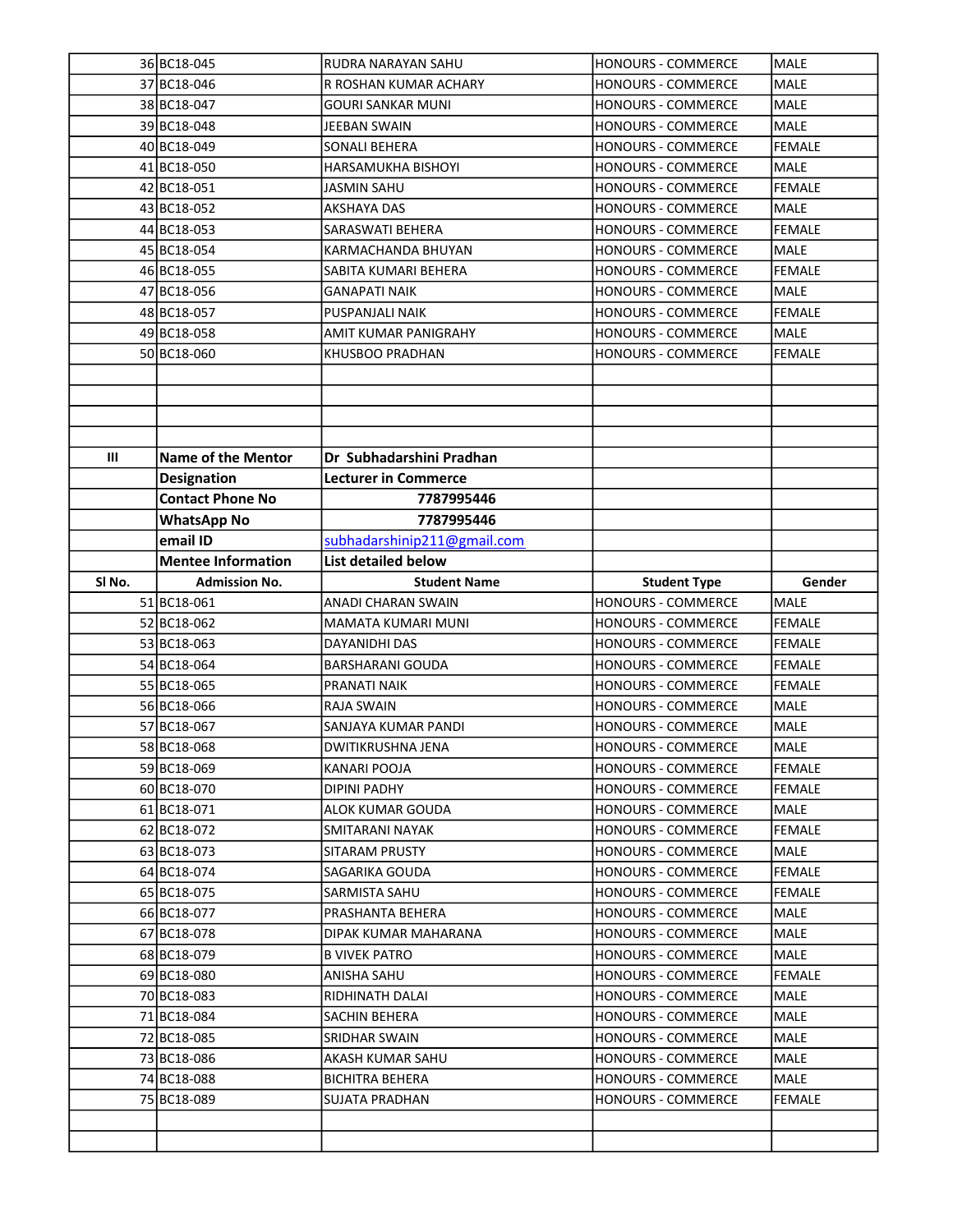| | | | | |
|---|---|---|---|---|
| 36 | BC18-045 | RUDRA NARAYAN SAHU | HONOURS - COMMERCE | MALE |
| 37 | BC18-046 | R ROSHAN KUMAR ACHARY | HONOURS - COMMERCE | MALE |
| 38 | BC18-047 | GOURI SANKAR MUNI | HONOURS - COMMERCE | MALE |
| 39 | BC18-048 | JEEBAN SWAIN | HONOURS - COMMERCE | MALE |
| 40 | BC18-049 | SONALI BEHERA | HONOURS - COMMERCE | FEMALE |
| 41 | BC18-050 | HARSAMUKHA BISHOYI | HONOURS - COMMERCE | MALE |
| 42 | BC18-051 | JASMIN SAHU | HONOURS - COMMERCE | FEMALE |
| 43 | BC18-052 | AKSHAYA DAS | HONOURS - COMMERCE | MALE |
| 44 | BC18-053 | SARASWATI BEHERA | HONOURS - COMMERCE | FEMALE |
| 45 | BC18-054 | KARMACHANDA BHUYAN | HONOURS - COMMERCE | MALE |
| 46 | BC18-055 | SABITA KUMARI BEHERA | HONOURS - COMMERCE | FEMALE |
| 47 | BC18-056 | GANAPATI NAIK | HONOURS - COMMERCE | MALE |
| 48 | BC18-057 | PUSPANJALI NAIK | HONOURS - COMMERCE | FEMALE |
| 49 | BC18-058 | AMIT KUMAR PANIGRAHY | HONOURS - COMMERCE | MALE |
| 50 | BC18-060 | KHUSBOO PRADHAN | HONOURS - COMMERCE | FEMALE |

| | | | | |
|---|---|---|---|---|
| **III** | **Name of the Mentor** | **Dr Subhadarshini Pradhan** | | |
| | **Designation** | **Lecturer in Commerce** | | |
| | **Contact Phone No** | **7787995446** | | |
| | **WhatsApp No** | **7787995446** | | |
| | **email ID** | subhadarshinip211@gmail.com | | |
| | **Mentee Information** | **List detailed below** | | |
| **Sl No.** | **Admission No.** | **Student Name** | **Student Type** | **Gender** |
| 51 | BC18-061 | ANADI CHARAN SWAIN | HONOURS - COMMERCE | MALE |
| 52 | BC18-062 | MAMATA KUMARI MUNI | HONOURS - COMMERCE | FEMALE |
| 53 | BC18-063 | DAYANIDHI DAS | HONOURS - COMMERCE | FEMALE |
| 54 | BC18-064 | BARSHARANI GOUDA | HONOURS - COMMERCE | FEMALE |
| 55 | BC18-065 | PRANATI NAIK | HONOURS - COMMERCE | FEMALE |
| 56 | BC18-066 | RAJA SWAIN | HONOURS - COMMERCE | MALE |
| 57 | BC18-067 | SANJAYA KUMAR PANDI | HONOURS - COMMERCE | MALE |
| 58 | BC18-068 | DWITIKRUSHNA JENA | HONOURS - COMMERCE | MALE |
| 59 | BC18-069 | KANARI POOJA | HONOURS - COMMERCE | FEMALE |
| 60 | BC18-070 | DIPINI PADHY | HONOURS - COMMERCE | FEMALE |
| 61 | BC18-071 | ALOK KUMAR GOUDA | HONOURS - COMMERCE | MALE |
| 62 | BC18-072 | SMITARANI NAYAK | HONOURS - COMMERCE | FEMALE |
| 63 | BC18-073 | SITARAM PRUSTY | HONOURS - COMMERCE | MALE |
| 64 | BC18-074 | SAGARIKA GOUDA | HONOURS - COMMERCE | FEMALE |
| 65 | BC18-075 | SARMISTA SAHU | HONOURS - COMMERCE | FEMALE |
| 66 | BC18-077 | PRASHANTA BEHERA | HONOURS - COMMERCE | MALE |
| 67 | BC18-078 | DIPAK KUMAR MAHARANA | HONOURS - COMMERCE | MALE |
| 68 | BC18-079 | B VIVEK PATRO | HONOURS - COMMERCE | MALE |
| 69 | BC18-080 | ANISHA SAHU | HONOURS - COMMERCE | FEMALE |
| 70 | BC18-083 | RIDHINATH DALAI | HONOURS - COMMERCE | MALE |
| 71 | BC18-084 | SACHIN BEHERA | HONOURS - COMMERCE | MALE |
| 72 | BC18-085 | SRIDHAR SWAIN | HONOURS - COMMERCE | MALE |
| 73 | BC18-086 | AKASH KUMAR SAHU | HONOURS - COMMERCE | MALE |
| 74 | BC18-088 | BICHITRA BEHERA | HONOURS - COMMERCE | MALE |
| 75 | BC18-089 | SUJATA PRADHAN | HONOURS - COMMERCE | FEMALE |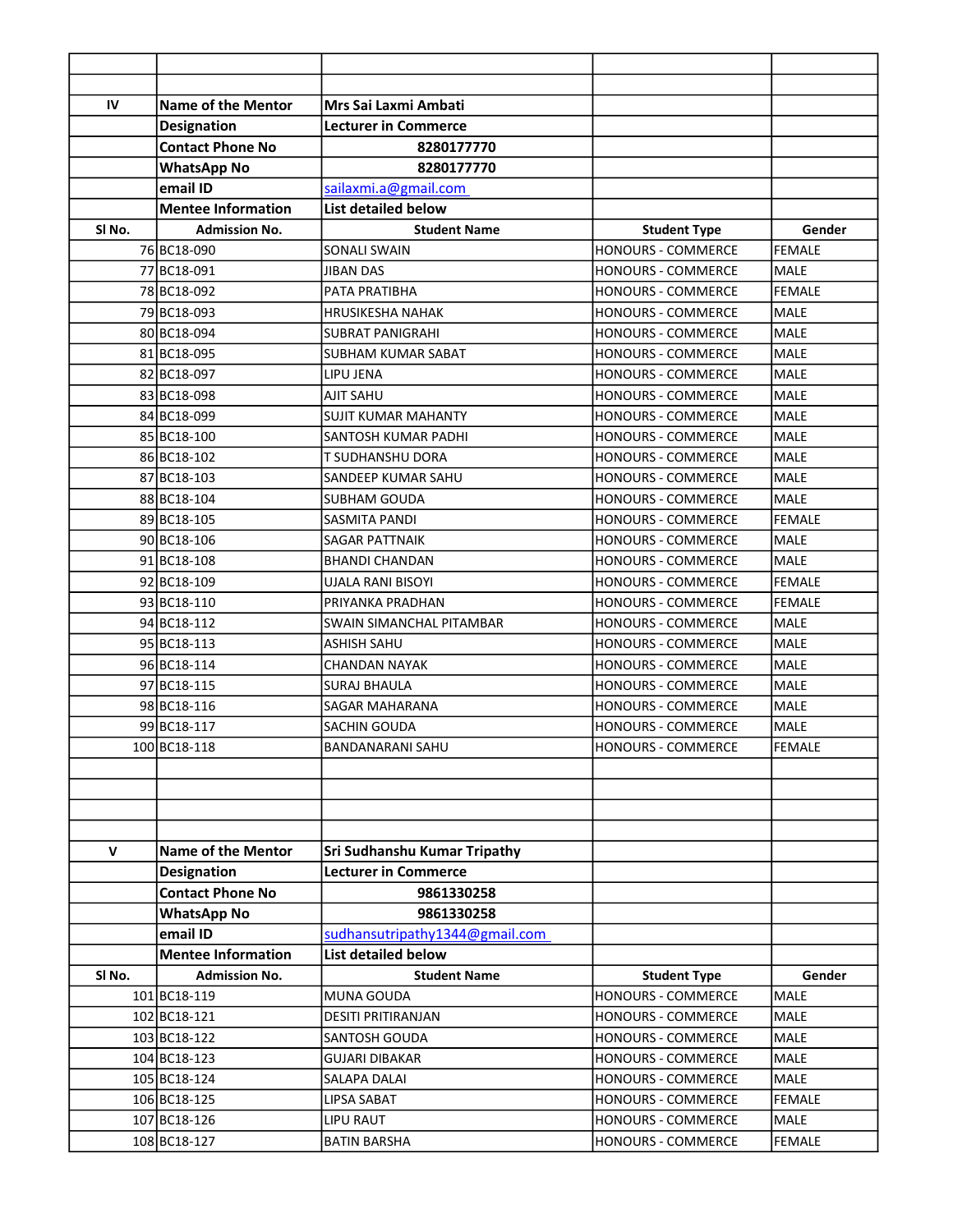| | | | | |
|---|---|---|---|---|
| | | | | |
| | | | | |
| IV | **Name of the Mentor** | **Mrs Sai Laxmi Ambati** | | |
| | **Designation** | **Lecturer in Commerce** | | |
| | **Contact Phone No** | **8280177770** | | |
| | **WhatsApp No** | **8280177770** | | |
| | **email ID** | sailaxmi.a@gmail.com | | |
| | **Mentee Information** | **List detailed below** | | |
| **Sl No.** | **Admission No.** | **Student Name** | **Student Type** | **Gender** |
| 76 | BC18-090 | SONALI SWAIN | HONOURS - COMMERCE | FEMALE |
| 77 | BC18-091 | JIBAN DAS | HONOURS - COMMERCE | MALE |
| 78 | BC18-092 | PATA PRATIBHA | HONOURS - COMMERCE | FEMALE |
| 79 | BC18-093 | HRUSIKESHA NAHAK | HONOURS - COMMERCE | MALE |
| 80 | BC18-094 | SUBRAT PANIGRAHI | HONOURS - COMMERCE | MALE |
| 81 | BC18-095 | SUBHAM KUMAR SABAT | HONOURS - COMMERCE | MALE |
| 82 | BC18-097 | LIPU JENA | HONOURS - COMMERCE | MALE |
| 83 | BC18-098 | AJIT SAHU | HONOURS - COMMERCE | MALE |
| 84 | BC18-099 | SUJIT KUMAR MAHANTY | HONOURS - COMMERCE | MALE |
| 85 | BC18-100 | SANTOSH KUMAR PADHI | HONOURS - COMMERCE | MALE |
| 86 | BC18-102 | T SUDHANSHU DORA | HONOURS - COMMERCE | MALE |
| 87 | BC18-103 | SANDEEP KUMAR SAHU | HONOURS - COMMERCE | MALE |
| 88 | BC18-104 | SUBHAM GOUDA | HONOURS - COMMERCE | MALE |
| 89 | BC18-105 | SASMITA PANDI | HONOURS - COMMERCE | FEMALE |
| 90 | BC18-106 | SAGAR PATTNAIK | HONOURS - COMMERCE | MALE |
| 91 | BC18-108 | BHANDI CHANDAN | HONOURS - COMMERCE | MALE |
| 92 | BC18-109 | UJALA RANI BISOYI | HONOURS - COMMERCE | FEMALE |
| 93 | BC18-110 | PRIYANKA PRADHAN | HONOURS - COMMERCE | FEMALE |
| 94 | BC18-112 | SWAIN SIMANCHAL PITAMBAR | HONOURS - COMMERCE | MALE |
| 95 | BC18-113 | ASHISH SAHU | HONOURS - COMMERCE | MALE |
| 96 | BC18-114 | CHANDAN NAYAK | HONOURS - COMMERCE | MALE |
| 97 | BC18-115 | SURAJ BHAULA | HONOURS - COMMERCE | MALE |
| 98 | BC18-116 | SAGAR MAHARANA | HONOURS - COMMERCE | MALE |
| 99 | BC18-117 | SACHIN GOUDA | HONOURS - COMMERCE | MALE |
| 100 | BC18-118 | BANDANARANI SAHU | HONOURS - COMMERCE | FEMALE |
| | | | | |
| | | | | |
| | | | | |
| | | | | |
| V | **Name of the Mentor** | **Sri Sudhanshu Kumar Tripathy** | | |
| | **Designation** | **Lecturer in Commerce** | | |
| | **Contact Phone No** | **9861330258** | | |
| | **WhatsApp No** | **9861330258** | | |
| | **email ID** | sudhansutripathy1344@gmail.com | | |
| | **Mentee Information** | **List detailed below** | | |
| **Sl No.** | **Admission No.** | **Student Name** | **Student Type** | **Gender** |
| 101 | BC18-119 | MUNA GOUDA | HONOURS - COMMERCE | MALE |
| 102 | BC18-121 | DESITI PRITIRANJAN | HONOURS - COMMERCE | MALE |
| 103 | BC18-122 | SANTOSH GOUDA | HONOURS - COMMERCE | MALE |
| 104 | BC18-123 | GUJARI DIBAKAR | HONOURS - COMMERCE | MALE |
| 105 | BC18-124 | SALAPA DALAI | HONOURS - COMMERCE | MALE |
| 106 | BC18-125 | LIPSA SABAT | HONOURS - COMMERCE | FEMALE |
| 107 | BC18-126 | LIPU RAUT | HONOURS - COMMERCE | MALE |
| 108 | BC18-127 | BATIN BARSHA | HONOURS - COMMERCE | FEMALE |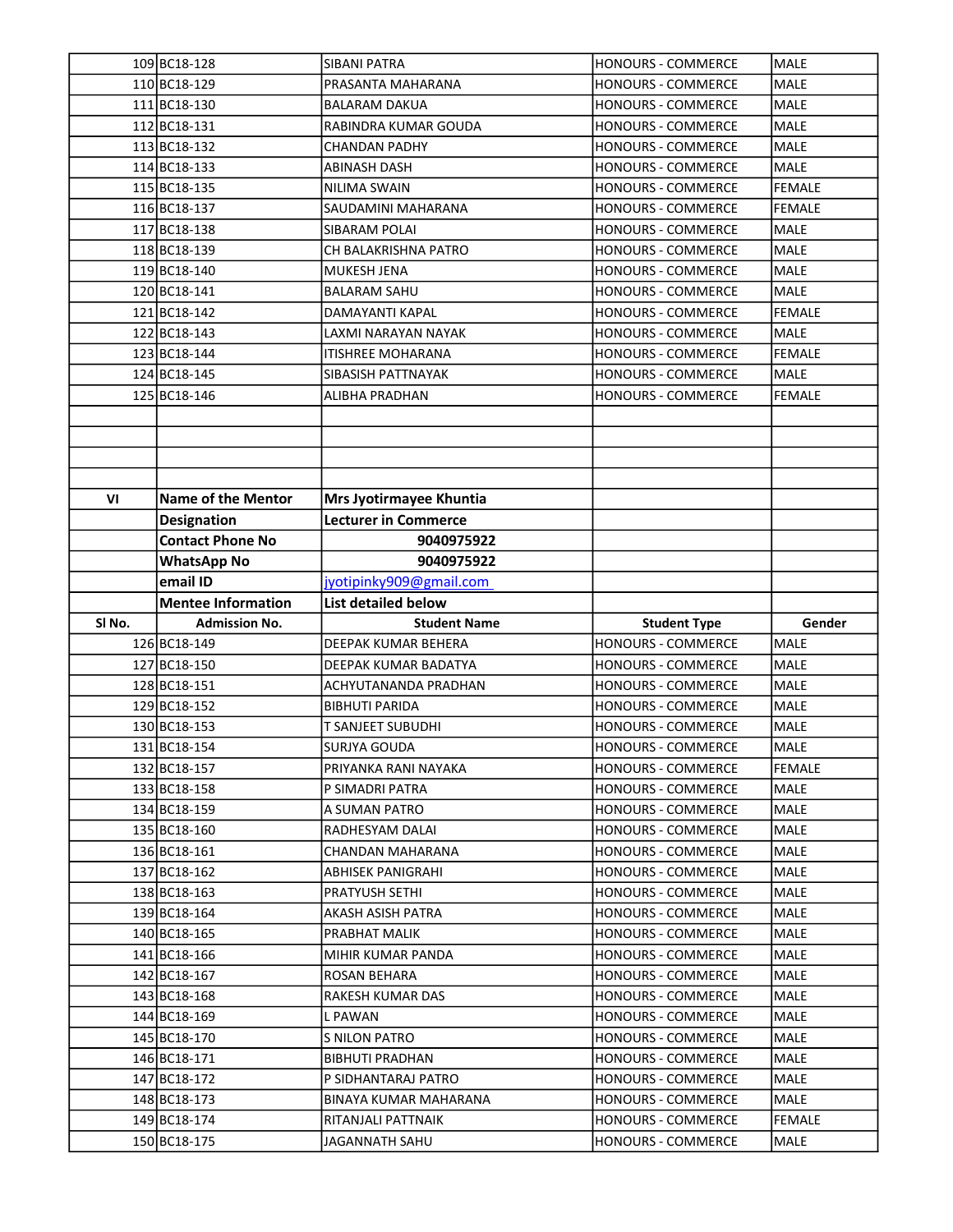| | | | | |
|---|---|---|---|---|
| 109 | BC18-128 | SIBANI PATRA | HONOURS - COMMERCE | MALE |
| 110 | BC18-129 | PRASANTA MAHARANA | HONOURS - COMMERCE | MALE |
| 111 | BC18-130 | BALARAM DAKUA | HONOURS - COMMERCE | MALE |
| 112 | BC18-131 | RABINDRA KUMAR GOUDA | HONOURS - COMMERCE | MALE |
| 113 | BC18-132 | CHANDAN PADHY | HONOURS - COMMERCE | MALE |
| 114 | BC18-133 | ABINASH DASH | HONOURS - COMMERCE | MALE |
| 115 | BC18-135 | NILIMA SWAIN | HONOURS - COMMERCE | FEMALE |
| 116 | BC18-137 | SAUDAMINI MAHARANA | HONOURS - COMMERCE | FEMALE |
| 117 | BC18-138 | SIBARAM POLAI | HONOURS - COMMERCE | MALE |
| 118 | BC18-139 | CH BALAKRISHNA PATRO | HONOURS - COMMERCE | MALE |
| 119 | BC18-140 | MUKESH JENA | HONOURS - COMMERCE | MALE |
| 120 | BC18-141 | BALARAM SAHU | HONOURS - COMMERCE | MALE |
| 121 | BC18-142 | DAMAYANTI KAPAL | HONOURS - COMMERCE | FEMALE |
| 122 | BC18-143 | LAXMI NARAYAN NAYAK | HONOURS - COMMERCE | MALE |
| 123 | BC18-144 | ITISHREE MOHARANA | HONOURS - COMMERCE | FEMALE |
| 124 | BC18-145 | SIBASISH PATTNAYAK | HONOURS - COMMERCE | MALE |
| 125 | BC18-146 | ALIBHA PRADHAN | HONOURS - COMMERCE | FEMALE |
| | | | | |
| | | | | |
| | | | | |
| | | | | |
| **VI** | **Name of the Mentor** | **Mrs Jyotirmayee Khuntia** | | |
| | **Designation** | **Lecturer in Commerce** | | |
| | **Contact Phone No** | **9040975922** | | |
| | **WhatsApp No** | **9040975922** | | |
| | **email ID** | jyotipinky909@gmail.com | | |
| | **Mentee Information** | **List detailed below** | | |
| **Sl No.** | **Admission No.** | **Student Name** | **Student Type** | **Gender** |
| 126 | BC18-149 | DEEPAK KUMAR BEHERA | HONOURS - COMMERCE | MALE |
| 127 | BC18-150 | DEEPAK KUMAR BADATYA | HONOURS - COMMERCE | MALE |
| 128 | BC18-151 | ACHYUTANANDA PRADHAN | HONOURS - COMMERCE | MALE |
| 129 | BC18-152 | BIBHUTI PARIDA | HONOURS - COMMERCE | MALE |
| 130 | BC18-153 | T SANJEET SUBUDHI | HONOURS - COMMERCE | MALE |
| 131 | BC18-154 | SURJYA GOUDA | HONOURS - COMMERCE | MALE |
| 132 | BC18-157 | PRIYANKA RANI NAYAKA | HONOURS - COMMERCE | FEMALE |
| 133 | BC18-158 | P SIMADRI PATRA | HONOURS - COMMERCE | MALE |
| 134 | BC18-159 | A SUMAN PATRO | HONOURS - COMMERCE | MALE |
| 135 | BC18-160 | RADHESYAM DALAI | HONOURS - COMMERCE | MALE |
| 136 | BC18-161 | CHANDAN MAHARANA | HONOURS - COMMERCE | MALE |
| 137 | BC18-162 | ABHISEK PANIGRAHI | HONOURS - COMMERCE | MALE |
| 138 | BC18-163 | PRATYUSH SETHI | HONOURS - COMMERCE | MALE |
| 139 | BC18-164 | AKASH ASISH PATRA | HONOURS - COMMERCE | MALE |
| 140 | BC18-165 | PRABHAT MALIK | HONOURS - COMMERCE | MALE |
| 141 | BC18-166 | MIHIR KUMAR PANDA | HONOURS - COMMERCE | MALE |
| 142 | BC18-167 | ROSAN BEHARA | HONOURS - COMMERCE | MALE |
| 143 | BC18-168 | RAKESH KUMAR DAS | HONOURS - COMMERCE | MALE |
| 144 | BC18-169 | L PAWAN | HONOURS - COMMERCE | MALE |
| 145 | BC18-170 | S NILON PATRO | HONOURS - COMMERCE | MALE |
| 146 | BC18-171 | BIBHUTI PRADHAN | HONOURS - COMMERCE | MALE |
| 147 | BC18-172 | P SIDHANTARAJ PATRO | HONOURS - COMMERCE | MALE |
| 148 | BC18-173 | BINAYA KUMAR MAHARANA | HONOURS - COMMERCE | MALE |
| 149 | BC18-174 | RITANJALI PATTNAIK | HONOURS - COMMERCE | FEMALE |
| 150 | BC18-175 | JAGANNATH SAHU | HONOURS - COMMERCE | MALE |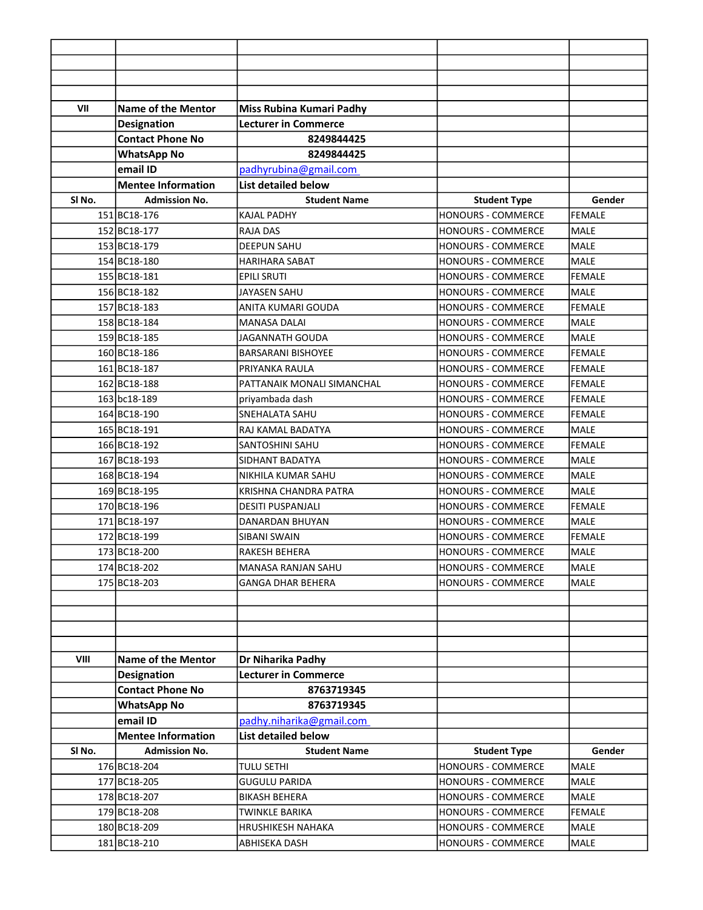| | | | | |
|---|---|---|---|---|
| | | | | |
| | | | | |
| | | | | |
| | | | | |
| **VII** | **Name of the Mentor** | **Miss Rubina Kumari Padhy** | | |
| | **Designation** | **Lecturer in Commerce** | | |
| | **Contact Phone No** | **8249844425** | | |
| | **WhatsApp No** | **8249844425** | | |
| | **email ID** | padhyrubina@gmail.com | | |
| | **Mentee Information** | **List detailed below** | | |
| **Sl No.** | **Admission No.** | **Student Name** | **Student Type** | **Gender** |
| 151 | BC18-176 | KAJAL PADHY | HONOURS - COMMERCE | FEMALE |
| 152 | BC18-177 | RAJA DAS | HONOURS - COMMERCE | MALE |
| 153 | BC18-179 | DEEPUN SAHU | HONOURS - COMMERCE | MALE |
| 154 | BC18-180 | HARIHARA SABAT | HONOURS - COMMERCE | MALE |
| 155 | BC18-181 | EPILI SRUTI | HONOURS - COMMERCE | FEMALE |
| 156 | BC18-182 | JAYASEN SAHU | HONOURS - COMMERCE | MALE |
| 157 | BC18-183 | ANITA KUMARI GOUDA | HONOURS - COMMERCE | FEMALE |
| 158 | BC18-184 | MANASA DALAI | HONOURS - COMMERCE | MALE |
| 159 | BC18-185 | JAGANNATH GOUDA | HONOURS - COMMERCE | MALE |
| 160 | BC18-186 | BARSARANI BISHOYEE | HONOURS - COMMERCE | FEMALE |
| 161 | BC18-187 | PRIYANKA RAULA | HONOURS - COMMERCE | FEMALE |
| 162 | BC18-188 | PATTANAIK MONALI SIMANCHAL | HONOURS - COMMERCE | FEMALE |
| 163 | bc18-189 | priyambada dash | HONOURS - COMMERCE | FEMALE |
| 164 | BC18-190 | SNEHALATA SAHU | HONOURS - COMMERCE | FEMALE |
| 165 | BC18-191 | RAJ KAMAL BADATYA | HONOURS - COMMERCE | MALE |
| 166 | BC18-192 | SANTOSHINI SAHU | HONOURS - COMMERCE | FEMALE |
| 167 | BC18-193 | SIDHANT BADATYA | HONOURS - COMMERCE | MALE |
| 168 | BC18-194 | NIKHILA KUMAR SAHU | HONOURS - COMMERCE | MALE |
| 169 | BC18-195 | KRISHNA CHANDRA PATRA | HONOURS - COMMERCE | MALE |
| 170 | BC18-196 | DESITI PUSPANJALI | HONOURS - COMMERCE | FEMALE |
| 171 | BC18-197 | DANARDAN BHUYAN | HONOURS - COMMERCE | MALE |
| 172 | BC18-199 | SIBANI SWAIN | HONOURS - COMMERCE | FEMALE |
| 173 | BC18-200 | RAKESH BEHERA | HONOURS - COMMERCE | MALE |
| 174 | BC18-202 | MANASA RANJAN SAHU | HONOURS - COMMERCE | MALE |
| 175 | BC18-203 | GANGA DHAR BEHERA | HONOURS - COMMERCE | MALE |
| | | | | |
| | | | | |
| | | | | |
| | | | | |
| **VIII** | **Name of the Mentor** | **Dr Niharika Padhy** | | |
| | **Designation** | **Lecturer in Commerce** | | |
| | **Contact Phone No** | **8763719345** | | |
| | **WhatsApp No** | **8763719345** | | |
| | **email ID** | padhy.niharika@gmail.com | | |
| | **Mentee Information** | **List detailed below** | | |
| **Sl No.** | **Admission No.** | **Student Name** | **Student Type** | **Gender** |
| 176 | BC18-204 | TULU SETHI | HONOURS - COMMERCE | MALE |
| 177 | BC18-205 | GUGULU PARIDA | HONOURS - COMMERCE | MALE |
| 178 | BC18-207 | BIKASH BEHERA | HONOURS - COMMERCE | MALE |
| 179 | BC18-208 | TWINKLE BARIKA | HONOURS - COMMERCE | FEMALE |
| 180 | BC18-209 | HRUSHIKESH NAHAKA | HONOURS - COMMERCE | MALE |
| 181 | BC18-210 | ABHISEKA DASH | HONOURS - COMMERCE | MALE |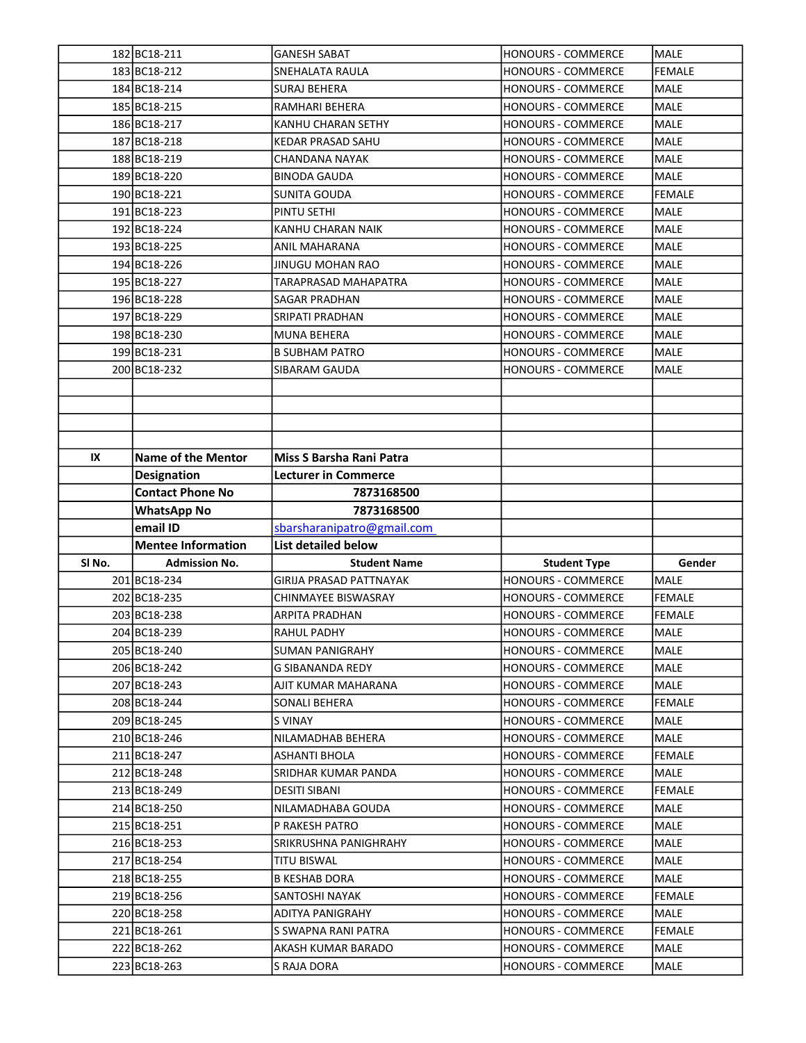| | | | | |
|---|---|---|---|---|
| 182 | BC18-211 | GANESH SABAT | HONOURS - COMMERCE | MALE |
| 183 | BC18-212 | SNEHALATA RAULA | HONOURS - COMMERCE | FEMALE |
| 184 | BC18-214 | SURAJ BEHERA | HONOURS - COMMERCE | MALE |
| 185 | BC18-215 | RAMHARI BEHERA | HONOURS - COMMERCE | MALE |
| 186 | BC18-217 | KANHU CHARAN SETHY | HONOURS - COMMERCE | MALE |
| 187 | BC18-218 | KEDAR PRASAD SAHU | HONOURS - COMMERCE | MALE |
| 188 | BC18-219 | CHANDANA NAYAK | HONOURS - COMMERCE | MALE |
| 189 | BC18-220 | BINODA GAUDA | HONOURS - COMMERCE | MALE |
| 190 | BC18-221 | SUNITA GOUDA | HONOURS - COMMERCE | FEMALE |
| 191 | BC18-223 | PINTU SETHI | HONOURS - COMMERCE | MALE |
| 192 | BC18-224 | KANHU CHARAN NAIK | HONOURS - COMMERCE | MALE |
| 193 | BC18-225 | ANIL MAHARANA | HONOURS - COMMERCE | MALE |
| 194 | BC18-226 | JINUGU MOHAN RAO | HONOURS - COMMERCE | MALE |
| 195 | BC18-227 | TARAPRASAD MAHAPATRA | HONOURS - COMMERCE | MALE |
| 196 | BC18-228 | SAGAR PRADHAN | HONOURS - COMMERCE | MALE |
| 197 | BC18-229 | SRIPATI PRADHAN | HONOURS - COMMERCE | MALE |
| 198 | BC18-230 | MUNA BEHERA | HONOURS - COMMERCE | MALE |
| 199 | BC18-231 | B SUBHAM PATRO | HONOURS - COMMERCE | MALE |
| 200 | BC18-232 | SIBARAM GAUDA | HONOURS - COMMERCE | MALE |
| | | | | |
| | | | | |
| | | | | |
| | | | | |
| **IX** | **Name of the Mentor** | **Miss S Barsha Rani Patra** | | |
| | **Designation** | **Lecturer in Commerce** | | |
| | **Contact Phone No** | **7873168500** | | |
| | **WhatsApp No** | **7873168500** | | |
| | **email ID** | sbarsharanipatro@gmail.com | | |
| | **Mentee Information** | **List detailed below** | | |
| **Sl No.** | **Admission No.** | **Student Name** | **Student Type** | **Gender** |
| 201 | BC18-234 | GIRIJA PRASAD PATTNAYAK | HONOURS - COMMERCE | MALE |
| 202 | BC18-235 | CHINMAYEE BISWASRAY | HONOURS - COMMERCE | FEMALE |
| 203 | BC18-238 | ARPITA PRADHAN | HONOURS - COMMERCE | FEMALE |
| 204 | BC18-239 | RAHUL PADHY | HONOURS - COMMERCE | MALE |
| 205 | BC18-240 | SUMAN PANIGRAHY | HONOURS - COMMERCE | MALE |
| 206 | BC18-242 | G SIBANANDA REDY | HONOURS - COMMERCE | MALE |
| 207 | BC18-243 | AJIT KUMAR MAHARANA | HONOURS - COMMERCE | MALE |
| 208 | BC18-244 | SONALI BEHERA | HONOURS - COMMERCE | FEMALE |
| 209 | BC18-245 | S VINAY | HONOURS - COMMERCE | MALE |
| 210 | BC18-246 | NILAMADHAB BEHERA | HONOURS - COMMERCE | MALE |
| 211 | BC18-247 | ASHANTI BHOLA | HONOURS - COMMERCE | FEMALE |
| 212 | BC18-248 | SRIDHAR KUMAR PANDA | HONOURS - COMMERCE | MALE |
| 213 | BC18-249 | DESITI SIBANI | HONOURS - COMMERCE | FEMALE |
| 214 | BC18-250 | NILAMADHABA GOUDA | HONOURS - COMMERCE | MALE |
| 215 | BC18-251 | P RAKESH PATRO | HONOURS - COMMERCE | MALE |
| 216 | BC18-253 | SRIKRUSHNA PANIGHRAHY | HONOURS - COMMERCE | MALE |
| 217 | BC18-254 | TITU BISWAL | HONOURS - COMMERCE | MALE |
| 218 | BC18-255 | B KESHAB DORA | HONOURS - COMMERCE | MALE |
| 219 | BC18-256 | SANTOSHI NAYAK | HONOURS - COMMERCE | FEMALE |
| 220 | BC18-258 | ADITYA PANIGRAHY | HONOURS - COMMERCE | MALE |
| 221 | BC18-261 | S SWAPNA RANI PATRA | HONOURS - COMMERCE | FEMALE |
| 222 | BC18-262 | AKASH KUMAR BARADO | HONOURS - COMMERCE | MALE |
| 223 | BC18-263 | S RAJA DORA | HONOURS - COMMERCE | MALE |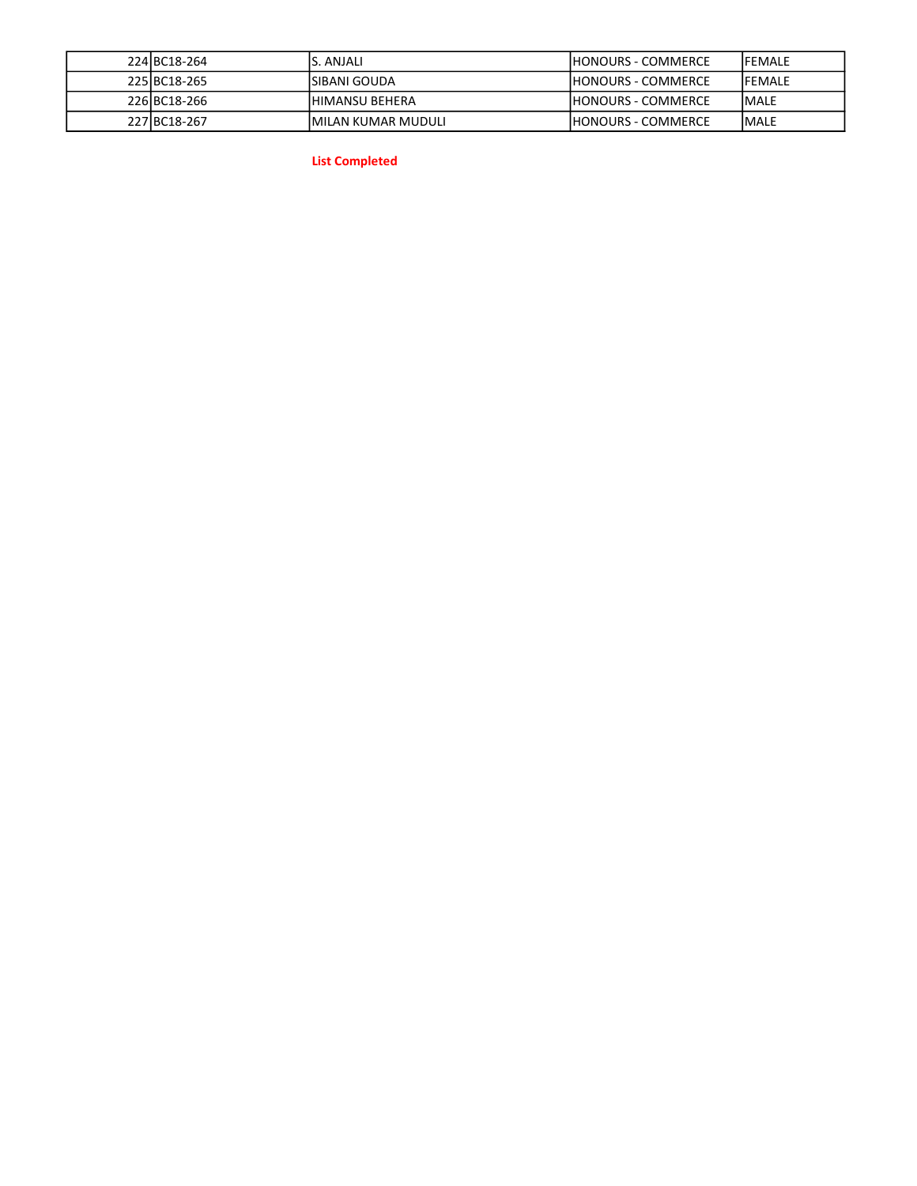| | | | | |
|---|---|---|---|---|
| 224 | BC18-264 | S. ANJALI | HONOURS - COMMERCE | FEMALE |
| 225 | BC18-265 | SIBANI GOUDA | HONOURS - COMMERCE | FEMALE |
| 226 | BC18-266 | HIMANSU BEHERA | HONOURS - COMMERCE | MALE |
| 227 | BC18-267 | MILAN KUMAR MUDULI | HONOURS - COMMERCE | MALE |

**List Completed**